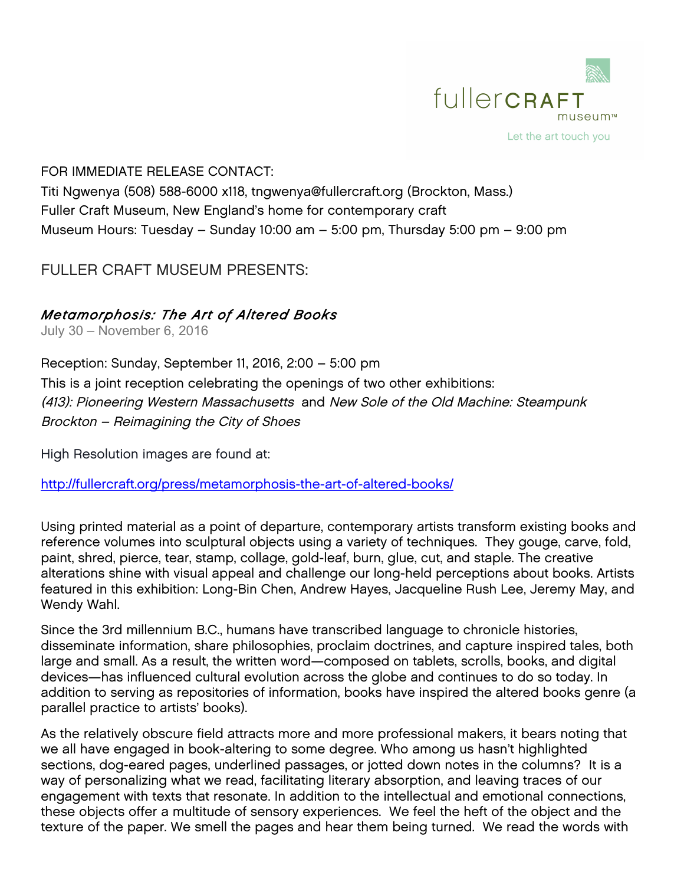fullerCRAFT museum™

Let the art touch you

FOR IMMEDIATE RELEASE CONTACT:
Titi Ngwenya (508) 588-6000 x118, tngwenya@fullercraft.org (Brockton, Mass.)
Fuller Craft Museum, New England's home for contemporary craft
Museum Hours: Tuesday – Sunday 10:00 am – 5:00 pm, Thursday 5:00 pm – 9:00 pm

FULLER CRAFT MUSEUM PRESENTS:

## *Metamorphosis: The Art of Altered Books*

July 30 – November 6, 2016

Reception: Sunday, September 11, 2016, 2:00 – 5:00 pm
This is a joint reception celebrating the openings of two other exhibitions:
*(413): Pioneering Western Massachusetts* and *New Sole of the Old Machine: Steampunk Brockton – Reimagining the City of Shoes*

High Resolution images are found at:

http://fullercraft.org/press/metamorphosis-the-art-of-altered-books/

Using printed material as a point of departure, contemporary artists transform existing books and reference volumes into sculptural objects using a variety of techniques. They gouge, carve, fold, paint, shred, pierce, tear, stamp, collage, gold-leaf, burn, glue, cut, and staple. The creative alterations shine with visual appeal and challenge our long-held perceptions about books. Artists featured in this exhibition: Long-Bin Chen, Andrew Hayes, Jacqueline Rush Lee, Jeremy May, and Wendy Wahl.

Since the 3rd millennium B.C., humans have transcribed language to chronicle histories, disseminate information, share philosophies, proclaim doctrines, and capture inspired tales, both large and small. As a result, the written word—composed on tablets, scrolls, books, and digital devices—has influenced cultural evolution across the globe and continues to do so today. In addition to serving as repositories of information, books have inspired the altered books genre (a parallel practice to artists' books).

As the relatively obscure field attracts more and more professional makers, it bears noting that we all have engaged in book-altering to some degree. Who among us hasn't highlighted sections, dog-eared pages, underlined passages, or jotted down notes in the columns? It is a way of personalizing what we read, facilitating literary absorption, and leaving traces of our engagement with texts that resonate. In addition to the intellectual and emotional connections, these objects offer a multitude of sensory experiences. We feel the heft of the object and the texture of the paper. We smell the pages and hear them being turned. We read the words with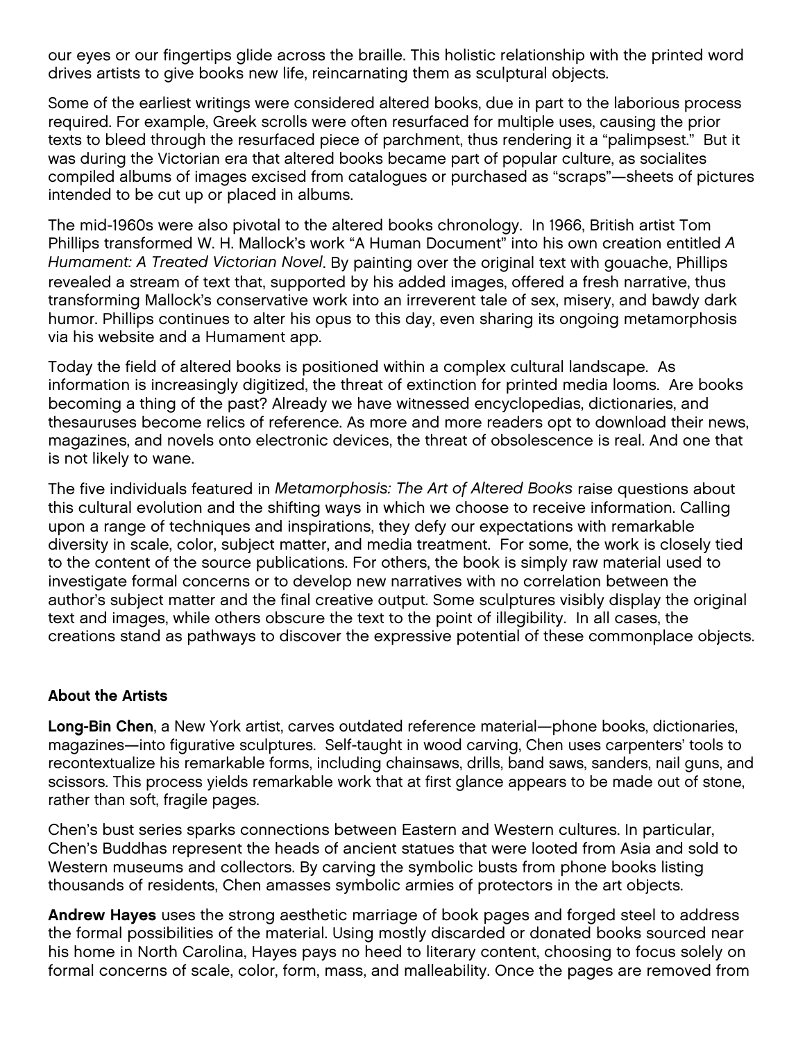our eyes or our fingertips glide across the braille. This holistic relationship with the printed word drives artists to give books new life, reincarnating them as sculptural objects.

Some of the earliest writings were considered altered books, due in part to the laborious process required. For example, Greek scrolls were often resurfaced for multiple uses, causing the prior texts to bleed through the resurfaced piece of parchment, thus rendering it a "palimpsest." But it was during the Victorian era that altered books became part of popular culture, as socialites compiled albums of images excised from catalogues or purchased as "scraps"—sheets of pictures intended to be cut up or placed in albums.

The mid-1960s were also pivotal to the altered books chronology. In 1966, British artist Tom Phillips transformed W. H. Mallock's work "A Human Document" into his own creation entitled *A Humament: A Treated Victorian Novel*. By painting over the original text with gouache, Phillips revealed a stream of text that, supported by his added images, offered a fresh narrative, thus transforming Mallock's conservative work into an irreverent tale of sex, misery, and bawdy dark humor. Phillips continues to alter his opus to this day, even sharing its ongoing metamorphosis via his website and a Humament app.

Today the field of altered books is positioned within a complex cultural landscape. As information is increasingly digitized, the threat of extinction for printed media looms. Are books becoming a thing of the past? Already we have witnessed encyclopedias, dictionaries, and thesauruses become relics of reference. As more and more readers opt to download their news, magazines, and novels onto electronic devices, the threat of obsolescence is real. And one that is not likely to wane.

The five individuals featured in *Metamorphosis: The Art of Altered Books* raise questions about this cultural evolution and the shifting ways in which we choose to receive information. Calling upon a range of techniques and inspirations, they defy our expectations with remarkable diversity in scale, color, subject matter, and media treatment. For some, the work is closely tied to the content of the source publications. For others, the book is simply raw material used to investigate formal concerns or to develop new narratives with no correlation between the author's subject matter and the final creative output. Some sculptures visibly display the original text and images, while others obscure the text to the point of illegibility. In all cases, the creations stand as pathways to discover the expressive potential of these commonplace objects.

### About the Artists

**Long-Bin Chen**, a New York artist, carves outdated reference material—phone books, dictionaries, magazines—into figurative sculptures. Self-taught in wood carving, Chen uses carpenters' tools to recontextualize his remarkable forms, including chainsaws, drills, band saws, sanders, nail guns, and scissors. This process yields remarkable work that at first glance appears to be made out of stone, rather than soft, fragile pages.

Chen's bust series sparks connections between Eastern and Western cultures. In particular, Chen's Buddhas represent the heads of ancient statues that were looted from Asia and sold to Western museums and collectors. By carving the symbolic busts from phone books listing thousands of residents, Chen amasses symbolic armies of protectors in the art objects.

**Andrew Hayes** uses the strong aesthetic marriage of book pages and forged steel to address the formal possibilities of the material. Using mostly discarded or donated books sourced near his home in North Carolina, Hayes pays no heed to literary content, choosing to focus solely on formal concerns of scale, color, form, mass, and malleability. Once the pages are removed from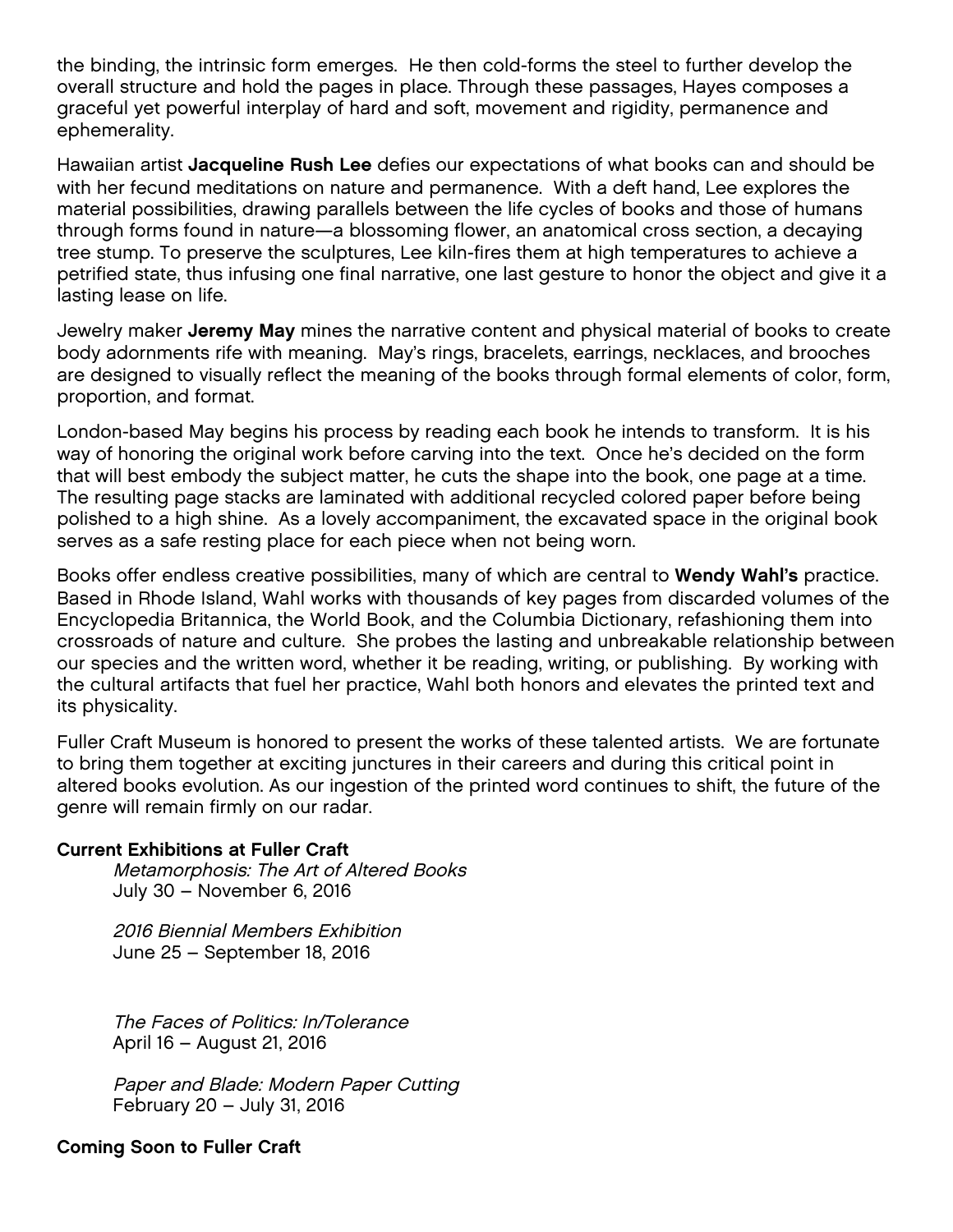the binding, the intrinsic form emerges. He then cold-forms the steel to further develop the overall structure and hold the pages in place. Through these passages, Hayes composes a graceful yet powerful interplay of hard and soft, movement and rigidity, permanence and ephemerality.

Hawaiian artist **Jacqueline Rush Lee** defies our expectations of what books can and should be with her fecund meditations on nature and permanence. With a deft hand, Lee explores the material possibilities, drawing parallels between the life cycles of books and those of humans through forms found in nature—a blossoming flower, an anatomical cross section, a decaying tree stump. To preserve the sculptures, Lee kiln-fires them at high temperatures to achieve a petrified state, thus infusing one final narrative, one last gesture to honor the object and give it a lasting lease on life.

Jewelry maker **Jeremy May** mines the narrative content and physical material of books to create body adornments rife with meaning. May's rings, bracelets, earrings, necklaces, and brooches are designed to visually reflect the meaning of the books through formal elements of color, form, proportion, and format.

London-based May begins his process by reading each book he intends to transform. It is his way of honoring the original work before carving into the text. Once he's decided on the form that will best embody the subject matter, he cuts the shape into the book, one page at a time. The resulting page stacks are laminated with additional recycled colored paper before being polished to a high shine. As a lovely accompaniment, the excavated space in the original book serves as a safe resting place for each piece when not being worn.

Books offer endless creative possibilities, many of which are central to **Wendy Wahl's** practice. Based in Rhode Island, Wahl works with thousands of key pages from discarded volumes of the Encyclopedia Britannica, the World Book, and the Columbia Dictionary, refashioning them into crossroads of nature and culture. She probes the lasting and unbreakable relationship between our species and the written word, whether it be reading, writing, or publishing. By working with the cultural artifacts that fuel her practice, Wahl both honors and elevates the printed text and its physicality.

Fuller Craft Museum is honored to present the works of these talented artists. We are fortunate to bring them together at exciting junctures in their careers and during this critical point in altered books evolution. As our ingestion of the printed word continues to shift, the future of the genre will remain firmly on our radar.

**Current Exhibitions at Fuller Craft**

*Metamorphosis: The Art of Altered Books*
July 30 – November 6, 2016

*2016 Biennial Members Exhibition*
June 25 – September 18, 2016

*The Faces of Politics: In/Tolerance*
April 16 – August 21, 2016

*Paper and Blade: Modern Paper Cutting*
February 20 – July 31, 2016

**Coming Soon to Fuller Craft**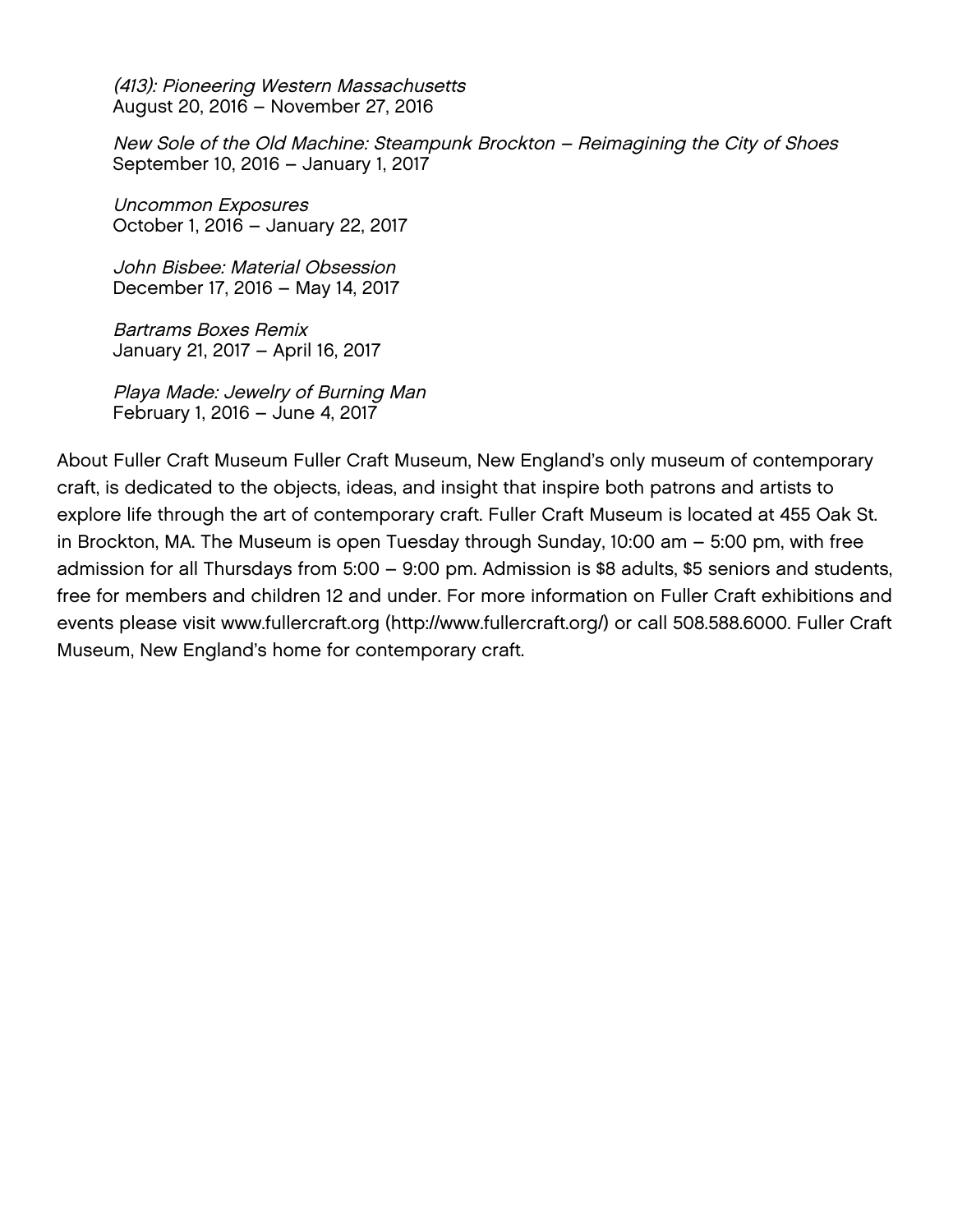*(413): Pioneering Western Massachusetts*
August 20, 2016 – November 27, 2016

*New Sole of the Old Machine: Steampunk Brockton – Reimagining the City of Shoes*
September 10, 2016 – January 1, 2017

*Uncommon Exposures*
October 1, 2016 – January 22, 2017

*John Bisbee: Material Obsession*
December 17, 2016 – May 14, 2017

*Bartrams Boxes Remix*
January 21, 2017 – April 16, 2017

*Playa Made: Jewelry of Burning Man*
February 1, 2016 – June 4, 2017

About Fuller Craft Museum Fuller Craft Museum, New England's only museum of contemporary craft, is dedicated to the objects, ideas, and insight that inspire both patrons and artists to explore life through the art of contemporary craft. Fuller Craft Museum is located at 455 Oak St. in Brockton, MA. The Museum is open Tuesday through Sunday, 10:00 am – 5:00 pm, with free admission for all Thursdays from 5:00 – 9:00 pm. Admission is $8 adults, $5 seniors and students, free for members and children 12 and under. For more information on Fuller Craft exhibitions and events please visit www.fullercraft.org (http://www.fullercraft.org/) or call 508.588.6000. Fuller Craft Museum, New England's home for contemporary craft.